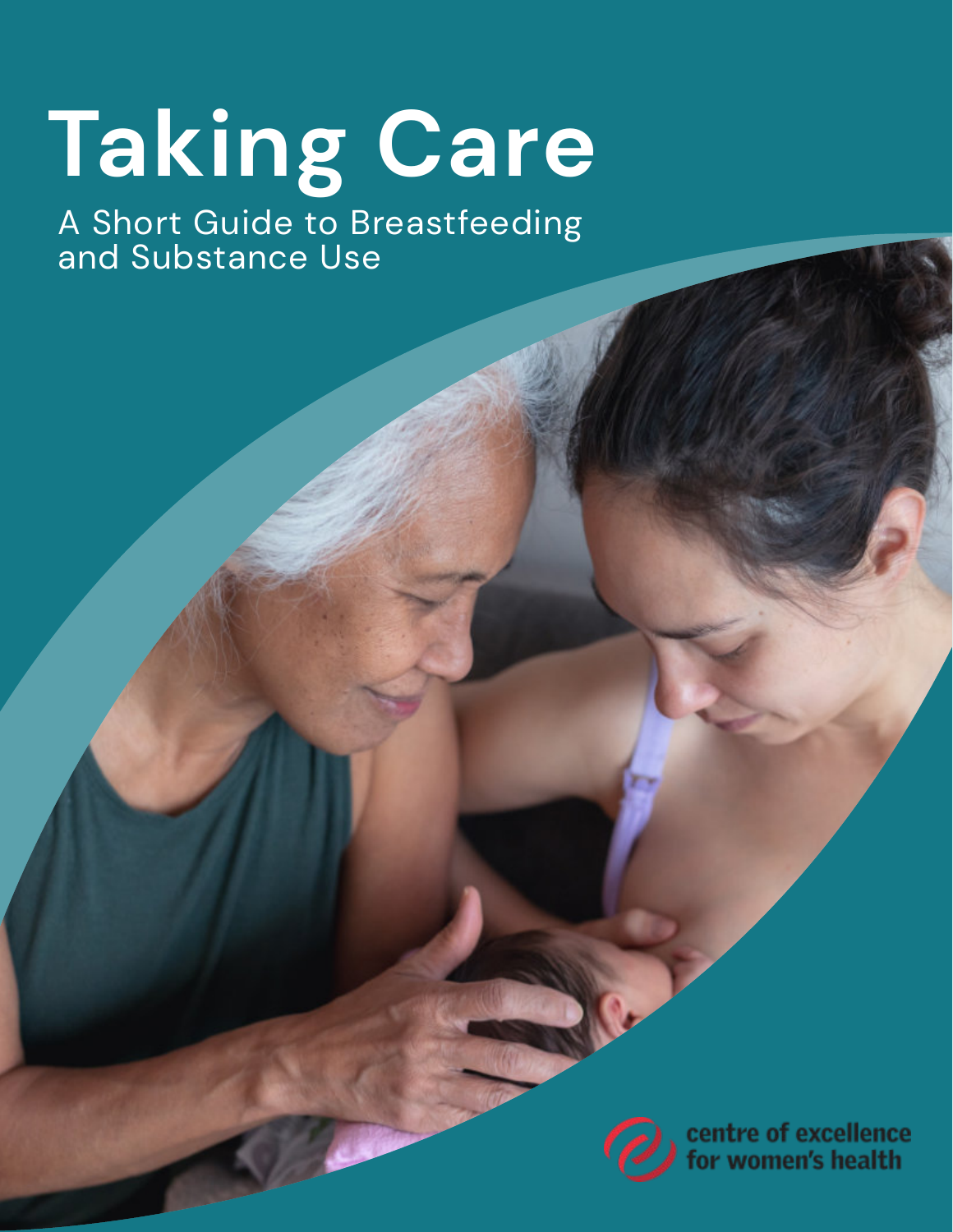# Taking Care

## A Short Guide to Breastfeeding and Substance Use

centre of excellence for women's health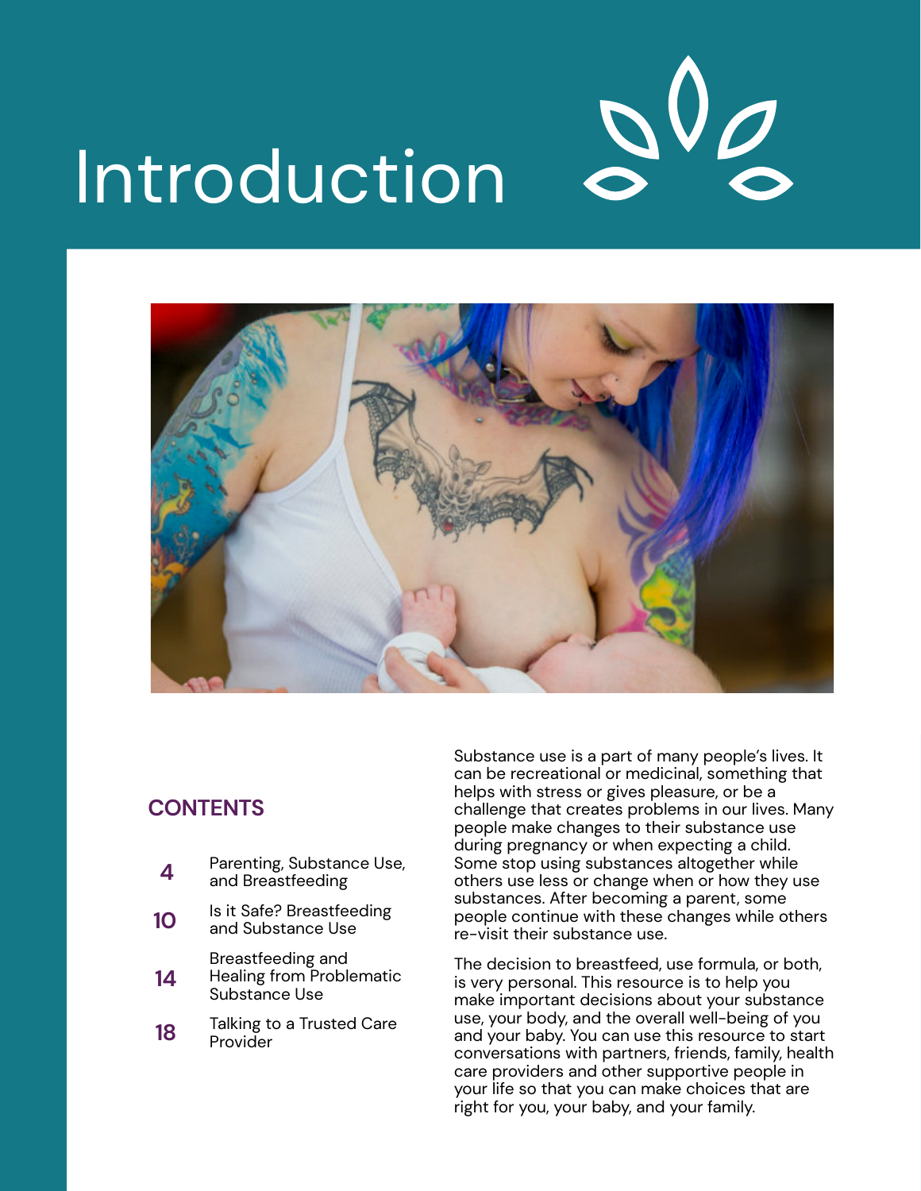# Introduction

## CONTENTS

| | |
|---|---|
| 4 | Parenting, Substance Use, and Breastfeeding |
| 10 | Is it Safe? Breastfeeding and Substance Use |
| 14 | Breastfeeding and Healing from Problematic Substance Use |
| 18 | Talking to a Trusted Care Provider |

Substance use is a part of many people's lives. It can be recreational or medicinal, something that helps with stress or gives pleasure, or be a challenge that creates problems in our lives. Many people make changes to their substance use during pregnancy or when expecting a child. Some stop using substances altogether while others use less or change when or how they use substances. After becoming a parent, some people continue with these changes while others re-visit their substance use.

The decision to breastfeed, use formula, or both, is very personal. This resource is to help you make important decisions about your substance use, your body, and the overall well-being of you and your baby. You can use this resource to start conversations with partners, friends, family, health care providers and other supportive people in your life so that you can make choices that are right for you, your baby, and your family.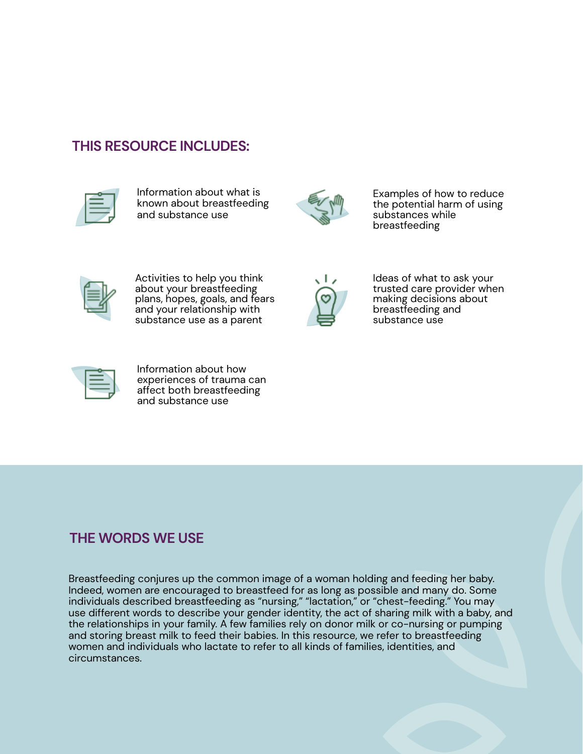## THIS RESOURCE INCLUDES:

- Information about what is known about breastfeeding and substance use
- Examples of how to reduce the potential harm of using substances while breastfeeding
- Activities to help you think about your breastfeeding plans, hopes, goals, and fears and your relationship with substance use as a parent
- Ideas of what to ask your trusted care provider when making decisions about breastfeeding and substance use
- Information about how experiences of trauma can affect both breastfeeding and substance use

## THE WORDS WE USE

Breastfeeding conjures up the common image of a woman holding and feeding her baby. Indeed, women are encouraged to breastfeed for as long as possible and many do. Some individuals described breastfeeding as "nursing," "lactation," or "chest-feeding." You may use different words to describe your gender identity, the act of sharing milk with a baby, and the relationships in your family. A few families rely on donor milk or co-nursing or pumping and storing breast milk to feed their babies. In this resource, we refer to breastfeeding women and individuals who lactate to refer to all kinds of families, identities, and circumstances.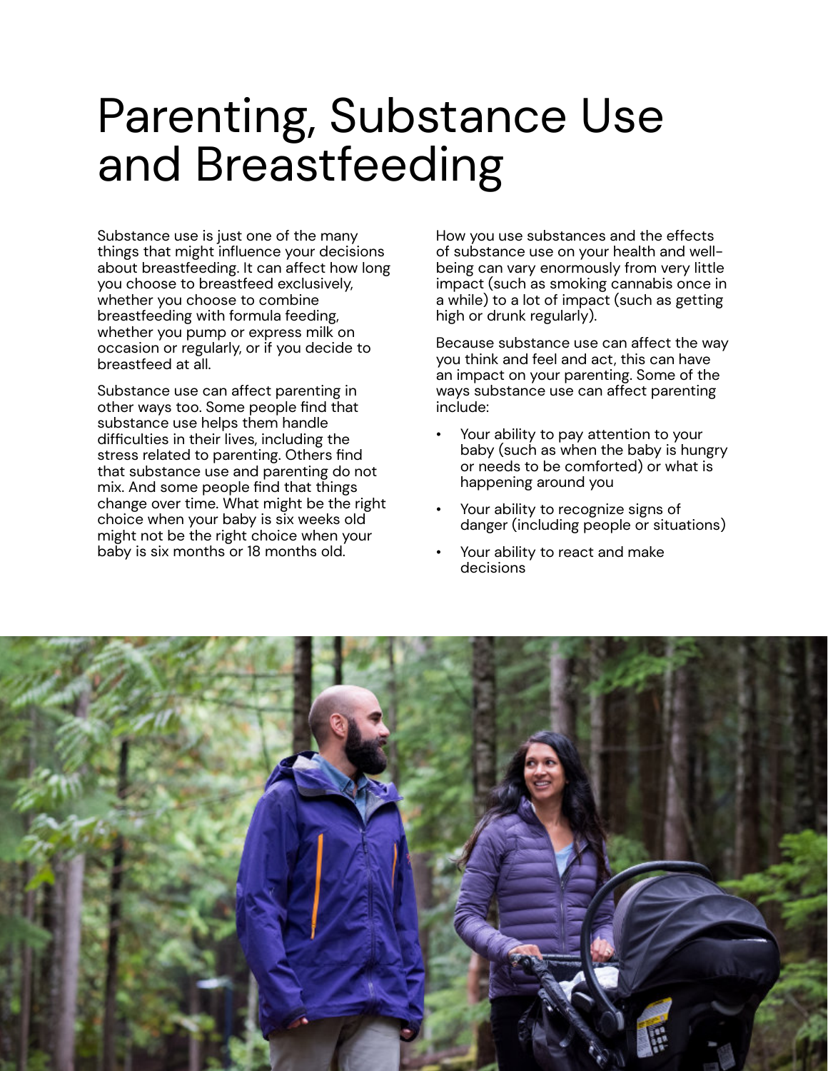# Parenting, Substance Use and Breastfeeding

Substance use is just one of the many things that might influence your decisions about breastfeeding. It can affect how long you choose to breastfeed exclusively, whether you choose to combine breastfeeding with formula feeding, whether you pump or express milk on occasion or regularly, or if you decide to breastfeed at all.

Substance use can affect parenting in other ways too. Some people find that substance use helps them handle difficulties in their lives, including the stress related to parenting. Others find that substance use and parenting do not mix. And some people find that things change over time. What might be the right choice when your baby is six weeks old might not be the right choice when your baby is six months or 18 months old.

How you use substances and the effects of substance use on your health and well-being can vary enormously from very little impact (such as smoking cannabis once in a while) to a lot of impact (such as getting high or drunk regularly).

Because substance use can affect the way you think and feel and act, this can have an impact on your parenting. Some of the ways substance use can affect parenting include:

- Your ability to pay attention to your baby (such as when the baby is hungry or needs to be comforted) or what is happening around you
- Your ability to recognize signs of danger (including people or situations)
- Your ability to react and make decisions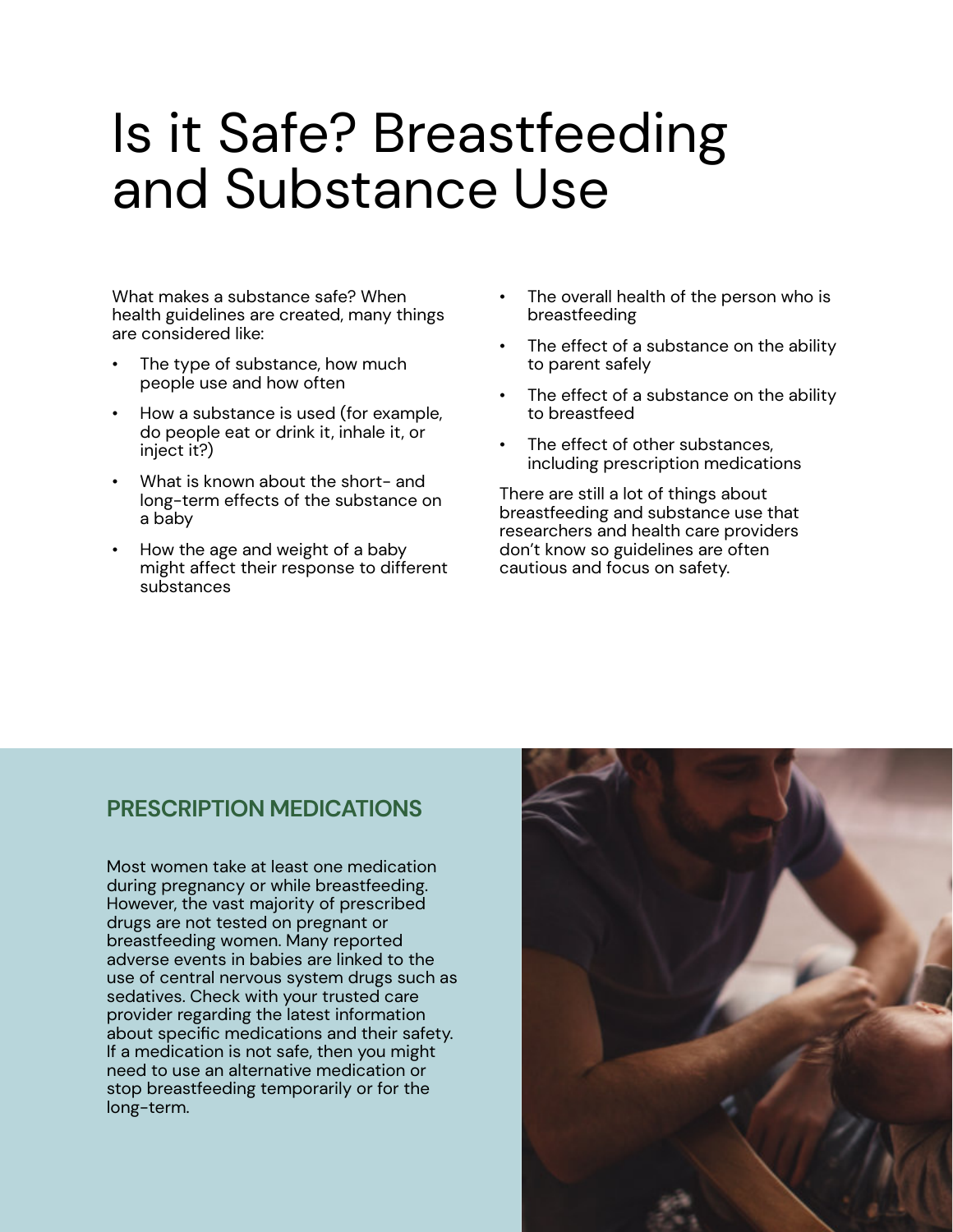# Is it Safe? Breastfeeding and Substance Use

What makes a substance safe? When health guidelines are created, many things are considered like:

- The type of substance, how much people use and how often
- How a substance is used (for example, do people eat or drink it, inhale it, or inject it?)
- What is known about the short- and long-term effects of the substance on a baby
- How the age and weight of a baby might affect their response to different substances
- The overall health of the person who is breastfeeding
- The effect of a substance on the ability to parent safely
- The effect of a substance on the ability to breastfeed
- The effect of other substances, including prescription medications

There are still a lot of things about breastfeeding and substance use that researchers and health care providers don't know so guidelines are often cautious and focus on safety.

## PRESCRIPTION MEDICATIONS

Most women take at least one medication during pregnancy or while breastfeeding. However, the vast majority of prescribed drugs are not tested on pregnant or breastfeeding women. Many reported adverse events in babies are linked to the use of central nervous system drugs such as sedatives. Check with your trusted care provider regarding the latest information about specific medications and their safety. If a medication is not safe, then you might need to use an alternative medication or stop breastfeeding temporarily or for the long-term.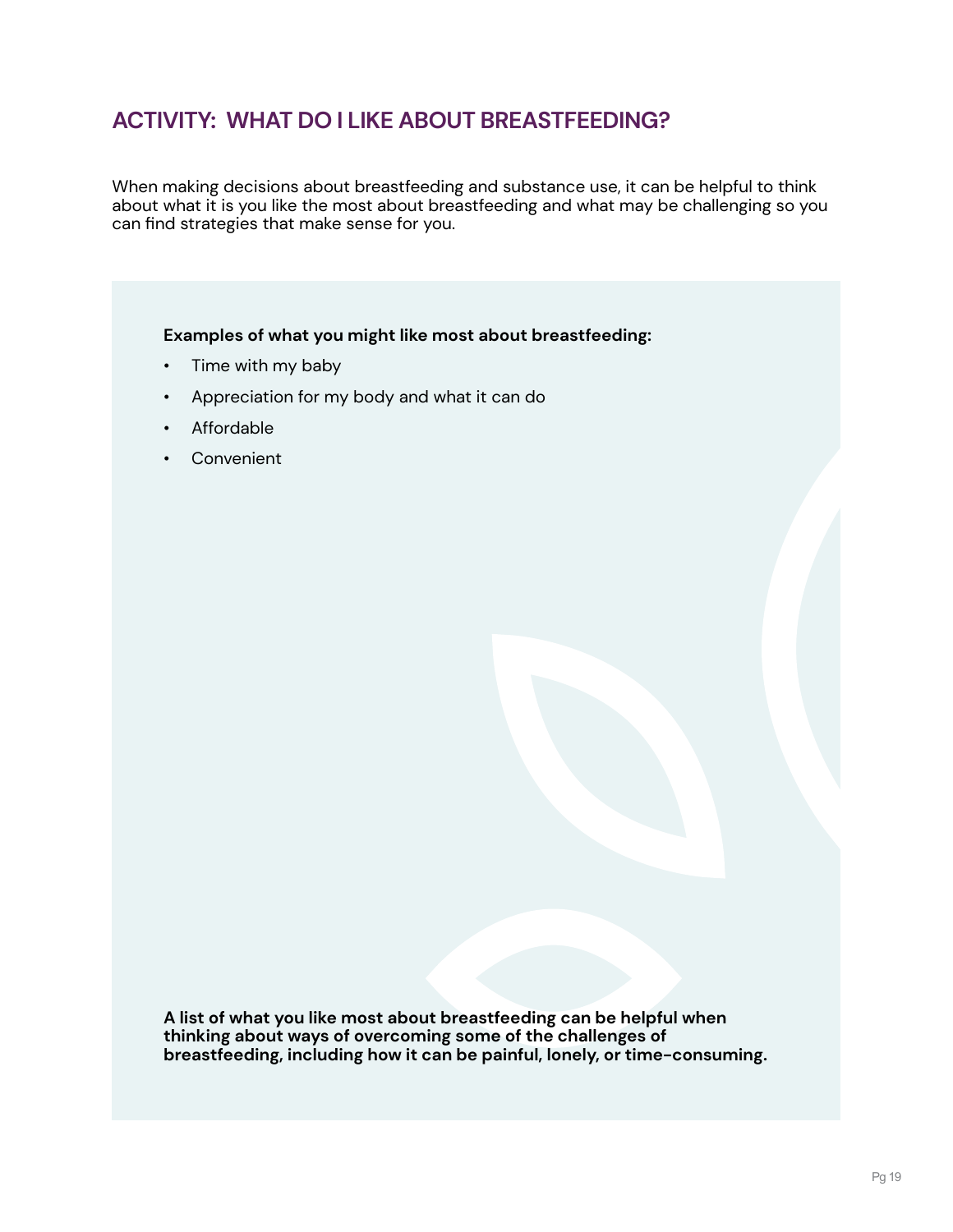## ACTIVITY: WHAT DO I LIKE ABOUT BREASTFEEDING?

When making decisions about breastfeeding and substance use, it can be helpful to think about what it is you like the most about breastfeeding and what may be challenging so you can find strategies that make sense for you.

**Examples of what you might like most about breastfeeding:**

- Time with my baby
- Appreciation for my body and what it can do
- Affordable
- Convenient

**A list of what you like most about breastfeeding can be helpful when thinking about ways of overcoming some of the challenges of breastfeeding, including how it can be painful, lonely, or time-consuming.**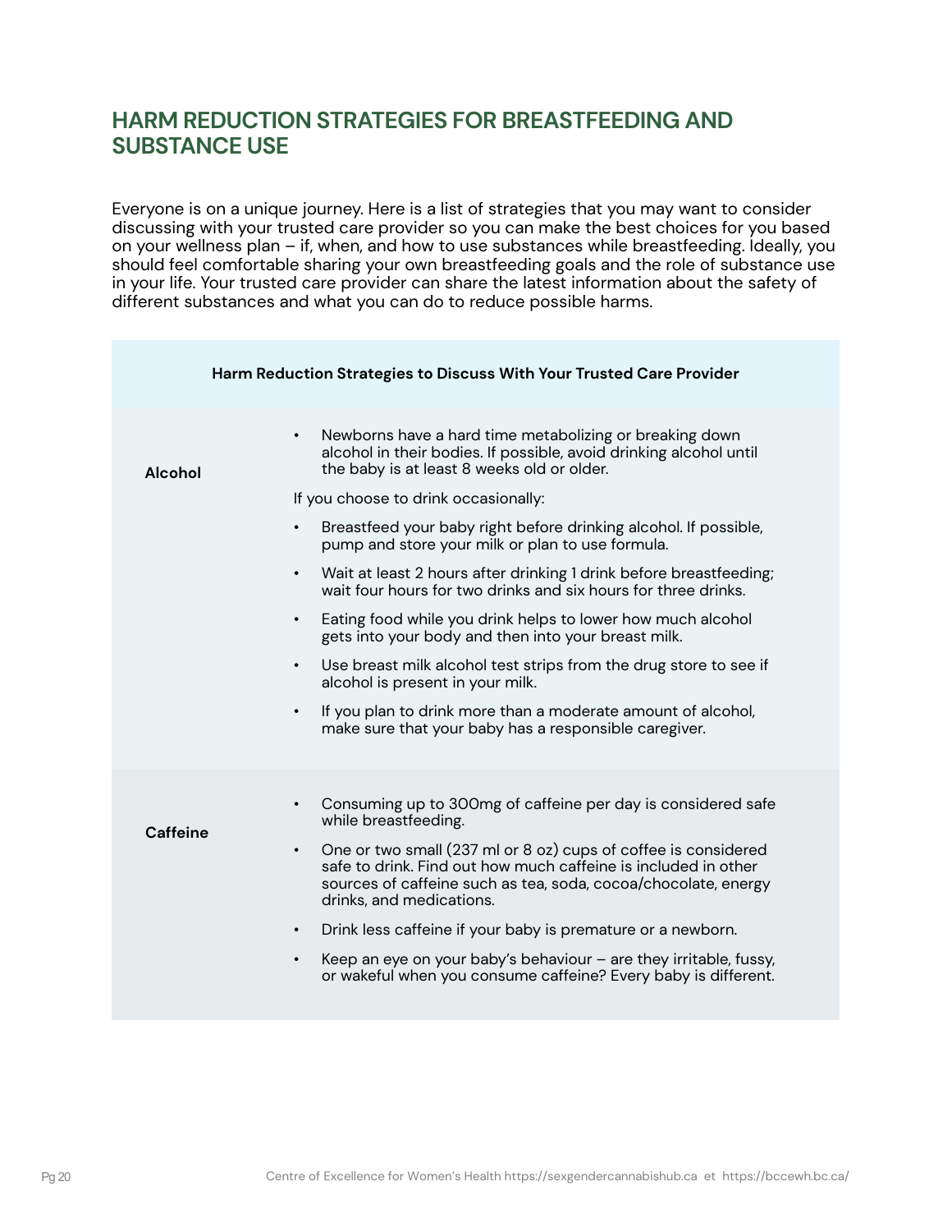## HARM REDUCTION STRATEGIES FOR BREASTFEEDING AND SUBSTANCE USE

Everyone is on a unique journey. Here is a list of strategies that you may want to consider discussing with your trusted care provider so you can make the best choices for you based on your wellness plan – if, when, and how to use substances while breastfeeding. Ideally, you should feel comfortable sharing your own breastfeeding goals and the role of substance use in your life. Your trusted care provider can share the latest information about the safety of different substances and what you can do to reduce possible harms.

| Harm Reduction Strategies to Discuss With Your Trusted Care Provider | |
|---|---|
| **Alcohol** | • Newborns have a hard time metabolizing or breaking down alcohol in their bodies. If possible, avoid drinking alcohol until the baby is at least 8 weeks old or older.<br><br>If you choose to drink occasionally:<br><br>• Breastfeed your baby right before drinking alcohol. If possible, pump and store your milk or plan to use formula.<br>• Wait at least 2 hours after drinking 1 drink before breastfeeding; wait four hours for two drinks and six hours for three drinks.<br>• Eating food while you drink helps to lower how much alcohol gets into your body and then into your breast milk.<br>• Use breast milk alcohol test strips from the drug store to see if alcohol is present in your milk.<br>• If you plan to drink more than a moderate amount of alcohol, make sure that your baby has a responsible caregiver. |
| **Caffeine** | • Consuming up to 300mg of caffeine per day is considered safe while breastfeeding.<br>• One or two small (237 ml or 8 oz) cups of coffee is considered safe to drink. Find out how much caffeine is included in other sources of caffeine such as tea, soda, cocoa/chocolate, energy drinks, and medications.<br>• Drink less caffeine if your baby is premature or a newborn.<br>• Keep an eye on your baby's behaviour – are they irritable, fussy, or wakeful when you consume caffeine? Every baby is different. |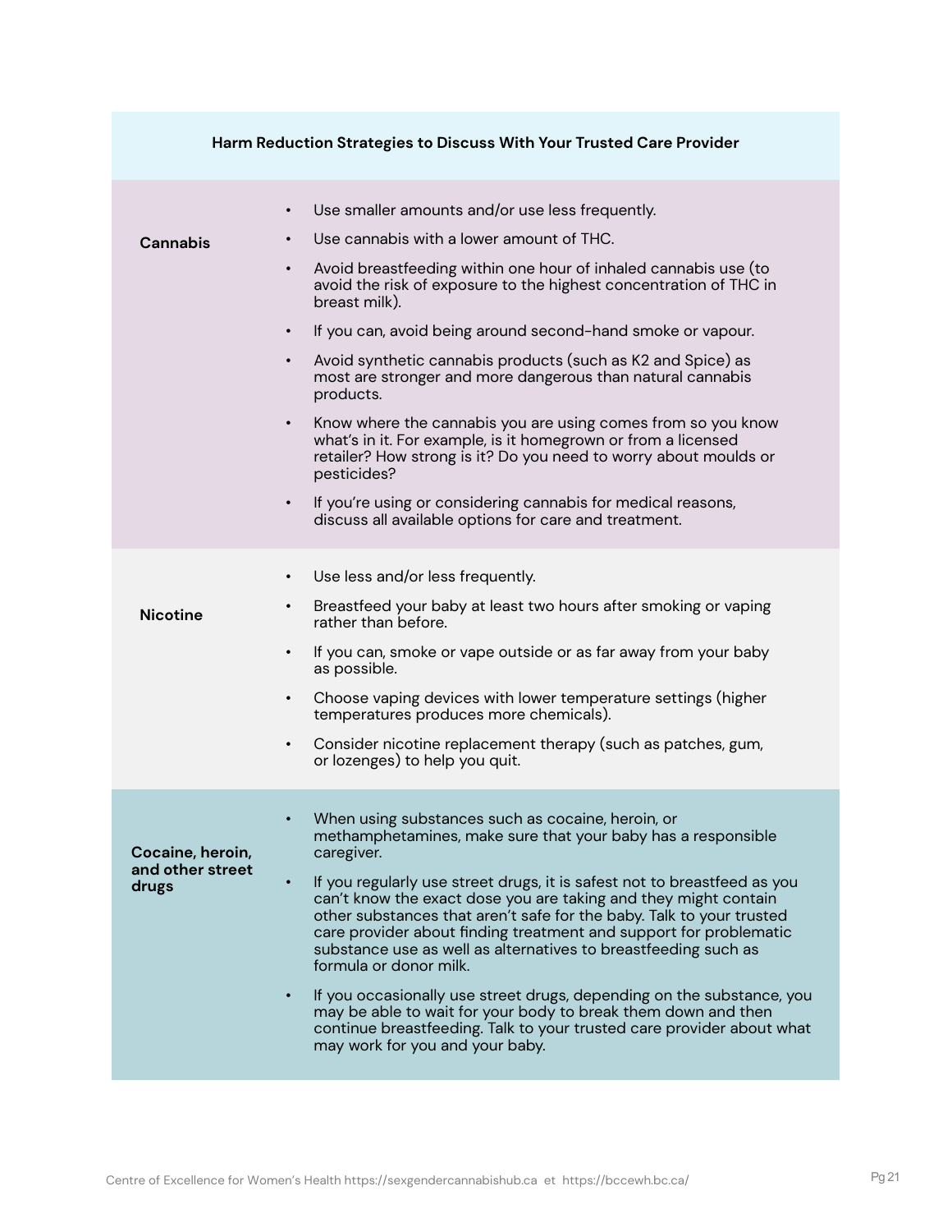| Harm Reduction Strategies to Discuss With Your Trusted Care Provider | |
|---|---|
| **Cannabis** | • Use smaller amounts and/or use less frequently.<br>• Use cannabis with a lower amount of THC.<br>• Avoid breastfeeding within one hour of inhaled cannabis use (to avoid the risk of exposure to the highest concentration of THC in breast milk).<br>• If you can, avoid being around second-hand smoke or vapour.<br>• Avoid synthetic cannabis products (such as K2 and Spice) as most are stronger and more dangerous than natural cannabis products.<br>• Know where the cannabis you are using comes from so you know what's in it. For example, is it homegrown or from a licensed retailer? How strong is it? Do you need to worry about moulds or pesticides?<br>• If you're using or considering cannabis for medical reasons, discuss all available options for care and treatment. |
| **Nicotine** | • Use less and/or less frequently.<br>• Breastfeed your baby at least two hours after smoking or vaping rather than before.<br>• If you can, smoke or vape outside or as far away from your baby as possible.<br>• Choose vaping devices with lower temperature settings (higher temperatures produces more chemicals).<br>• Consider nicotine replacement therapy (such as patches, gum, or lozenges) to help you quit. |
| **Cocaine, heroin, and other street drugs** | • When using substances such as cocaine, heroin, or methamphetamines, make sure that your baby has a responsible caregiver.<br>• If you regularly use street drugs, it is safest not to breastfeed as you can't know the exact dose you are taking and they might contain other substances that aren't safe for the baby. Talk to your trusted care provider about finding treatment and support for problematic substance use as well as alternatives to breastfeeding such as formula or donor milk.<br>• If you occasionally use street drugs, depending on the substance, you may be able to wait for your body to break them down and then continue breastfeeding. Talk to your trusted care provider about what may work for you and your baby. |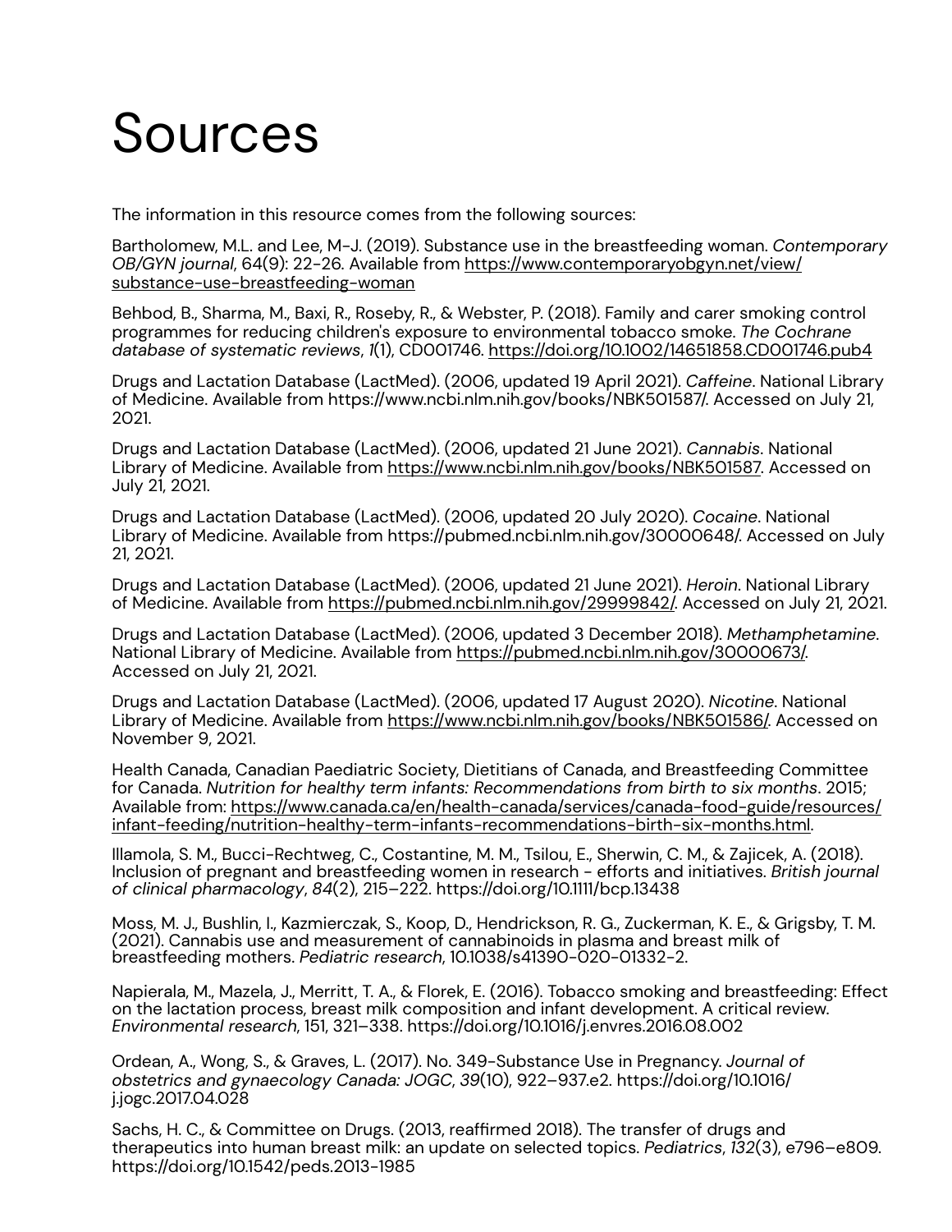# Sources

The information in this resource comes from the following sources:

Bartholomew, M.L. and Lee, M-J. (2019). Substance use in the breastfeeding woman. *Contemporary OB/GYN journal*, 64(9): 22-26. Available from https://www.contemporaryobgyn.net/view/substance-use-breastfeeding-woman

Behbod, B., Sharma, M., Baxi, R., Roseby, R., & Webster, P. (2018). Family and carer smoking control programmes for reducing children's exposure to environmental tobacco smoke. *The Cochrane database of systematic reviews*, *1*(1), CD001746. https://doi.org/10.1002/14651858.CD001746.pub4

Drugs and Lactation Database (LactMed). (2006, updated 19 April 2021). *Caffeine*. National Library of Medicine. Available from https://www.ncbi.nlm.nih.gov/books/NBK501587/. Accessed on July 21, 2021.

Drugs and Lactation Database (LactMed). (2006, updated 21 June 2021). *Cannabis*. National Library of Medicine. Available from https://www.ncbi.nlm.nih.gov/books/NBK501587. Accessed on July 21, 2021.

Drugs and Lactation Database (LactMed). (2006, updated 20 July 2020). *Cocaine*. National Library of Medicine. Available from https://pubmed.ncbi.nlm.nih.gov/30000648/. Accessed on July 21, 2021.

Drugs and Lactation Database (LactMed). (2006, updated 21 June 2021). *Heroin*. National Library of Medicine. Available from https://pubmed.ncbi.nlm.nih.gov/29999842/. Accessed on July 21, 2021.

Drugs and Lactation Database (LactMed). (2006, updated 3 December 2018). *Methamphetamine*. National Library of Medicine. Available from https://pubmed.ncbi.nlm.nih.gov/30000673/. Accessed on July 21, 2021.

Drugs and Lactation Database (LactMed). (2006, updated 17 August 2020). *Nicotine*. National Library of Medicine. Available from https://www.ncbi.nlm.nih.gov/books/NBK501586/. Accessed on November 9, 2021.

Health Canada, Canadian Paediatric Society, Dietitians of Canada, and Breastfeeding Committee for Canada. *Nutrition for healthy term infants: Recommendations from birth to six months*. 2015; Available from: https://www.canada.ca/en/health-canada/services/canada-food-guide/resources/infant-feeding/nutrition-healthy-term-infants-recommendations-birth-six-months.html.

Illamola, S. M., Bucci-Rechtweg, C., Costantine, M. M., Tsilou, E., Sherwin, C. M., & Zajicek, A. (2018). Inclusion of pregnant and breastfeeding women in research - efforts and initiatives. *British journal of clinical pharmacology*, *84*(2), 215–222. https://doi.org/10.1111/bcp.13438

Moss, M. J., Bushlin, I., Kazmierczak, S., Koop, D., Hendrickson, R. G., Zuckerman, K. E., & Grigsby, T. M. (2021). Cannabis use and measurement of cannabinoids in plasma and breast milk of breastfeeding mothers. *Pediatric research*, 10.1038/s41390-020-01332-2.

Napierala, M., Mazela, J., Merritt, T. A., & Florek, E. (2016). Tobacco smoking and breastfeeding: Effect on the lactation process, breast milk composition and infant development. A critical review. *Environmental research*, 151, 321–338. https://doi.org/10.1016/j.envres.2016.08.002

Ordean, A., Wong, S., & Graves, L. (2017). No. 349-Substance Use in Pregnancy. *Journal of obstetrics and gynaecology Canada: JOGC*, *39*(10), 922–937.e2. https://doi.org/10.1016/j.jogc.2017.04.028

Sachs, H. C., & Committee on Drugs. (2013, reaffirmed 2018). The transfer of drugs and therapeutics into human breast milk: an update on selected topics. *Pediatrics*, *132*(3), e796–e809. https://doi.org/10.1542/peds.2013-1985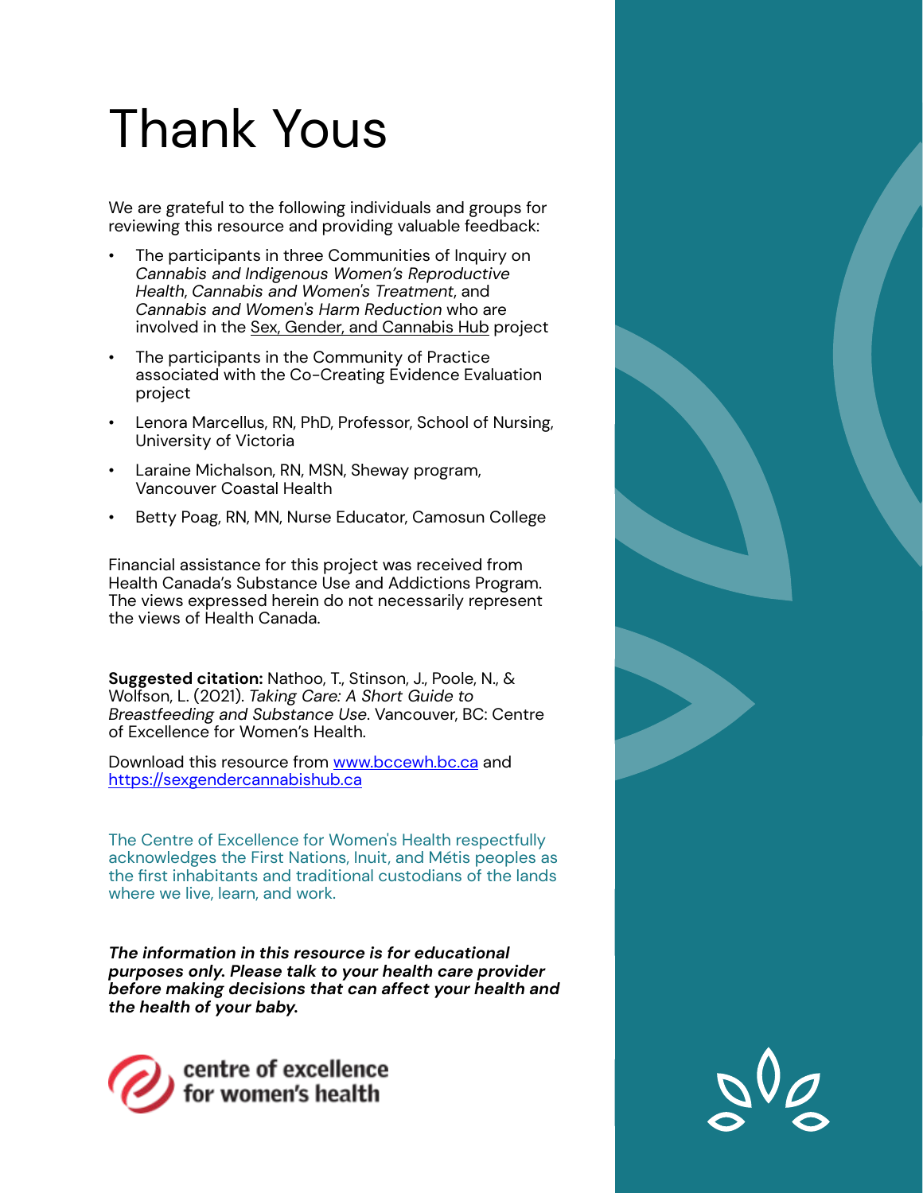# Thank Yous

We are grateful to the following individuals and groups for reviewing this resource and providing valuable feedback:

- The participants in three Communities of Inquiry on *Cannabis and Indigenous Women's Reproductive Health*, *Cannabis and Women's Treatment*, and *Cannabis and Women's Harm Reduction* who are involved in the Sex, Gender, and Cannabis Hub project
- The participants in the Community of Practice associated with the Co-Creating Evidence Evaluation project
- Lenora Marcellus, RN, PhD, Professor, School of Nursing, University of Victoria
- Laraine Michalson, RN, MSN, Sheway program, Vancouver Coastal Health
- Betty Poag, RN, MN, Nurse Educator, Camosun College

Financial assistance for this project was received from Health Canada's Substance Use and Addictions Program. The views expressed herein do not necessarily represent the views of Health Canada.

**Suggested citation:** Nathoo, T., Stinson, J., Poole, N., & Wolfson, L. (2021). *Taking Care: A Short Guide to Breastfeeding and Substance Use.* Vancouver, BC: Centre of Excellence for Women's Health.

Download this resource from www.bccewh.bc.ca and https://sexgendercannabishub.ca

The Centre of Excellence for Women's Health respectfully acknowledges the First Nations, Inuit, and Métis peoples as the first inhabitants and traditional custodians of the lands where we live, learn, and work.

***The information in this resource is for educational purposes only. Please talk to your health care provider before making decisions that can affect your health and the health of your baby.***

centre of excellence for women's health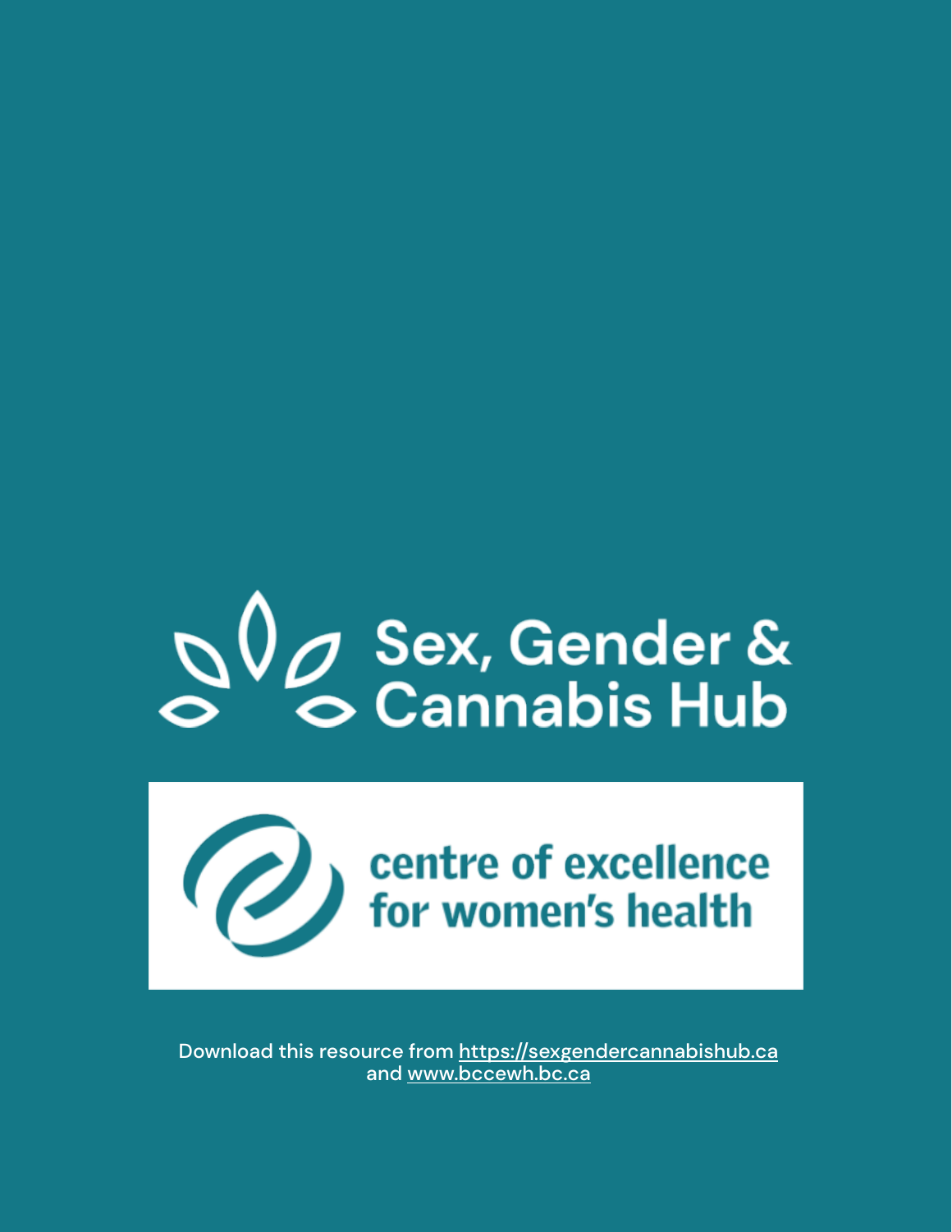Sex, Gender & Cannabis Hub

centre of excellence for women's health

Download this resource from https://sexgendercannabishub.ca and www.bccewh.bc.ca